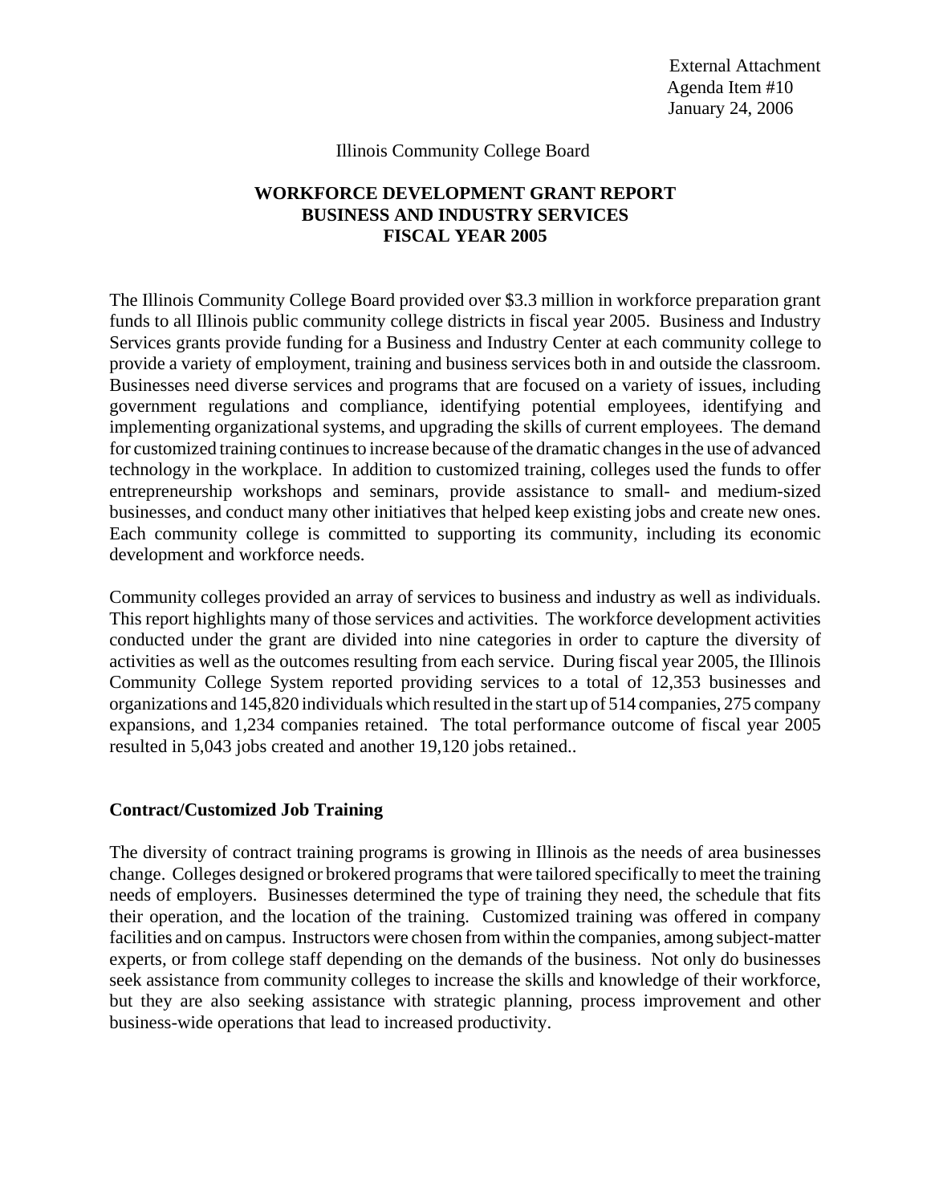External Attachment
Agenda Item #10
January 24, 2006

Illinois Community College Board

# WORKFORCE DEVELOPMENT GRANT REPORT
# BUSINESS AND INDUSTRY SERVICES
# FISCAL YEAR 2005

The Illinois Community College Board provided over $3.3 million in workforce preparation grant funds to all Illinois public community college districts in fiscal year 2005. Business and Industry Services grants provide funding for a Business and Industry Center at each community college to provide a variety of employment, training and business services both in and outside the classroom. Businesses need diverse services and programs that are focused on a variety of issues, including government regulations and compliance, identifying potential employees, identifying and implementing organizational systems, and upgrading the skills of current employees. The demand for customized training continues to increase because of the dramatic changes in the use of advanced technology in the workplace. In addition to customized training, colleges used the funds to offer entrepreneurship workshops and seminars, provide assistance to small- and medium-sized businesses, and conduct many other initiatives that helped keep existing jobs and create new ones. Each community college is committed to supporting its community, including its economic development and workforce needs.

Community colleges provided an array of services to business and industry as well as individuals. This report highlights many of those services and activities. The workforce development activities conducted under the grant are divided into nine categories in order to capture the diversity of activities as well as the outcomes resulting from each service. During fiscal year 2005, the Illinois Community College System reported providing services to a total of 12,353 businesses and organizations and 145,820 individuals which resulted in the start up of 514 companies, 275 company expansions, and 1,234 companies retained. The total performance outcome of fiscal year 2005 resulted in 5,043 jobs created and another 19,120 jobs retained..

## Contract/Customized Job Training

The diversity of contract training programs is growing in Illinois as the needs of area businesses change. Colleges designed or brokered programs that were tailored specifically to meet the training needs of employers. Businesses determined the type of training they need, the schedule that fits their operation, and the location of the training. Customized training was offered in company facilities and on campus. Instructors were chosen from within the companies, among subject-matter experts, or from college staff depending on the demands of the business. Not only do businesses seek assistance from community colleges to increase the skills and knowledge of their workforce, but they are also seeking assistance with strategic planning, process improvement and other business-wide operations that lead to increased productivity.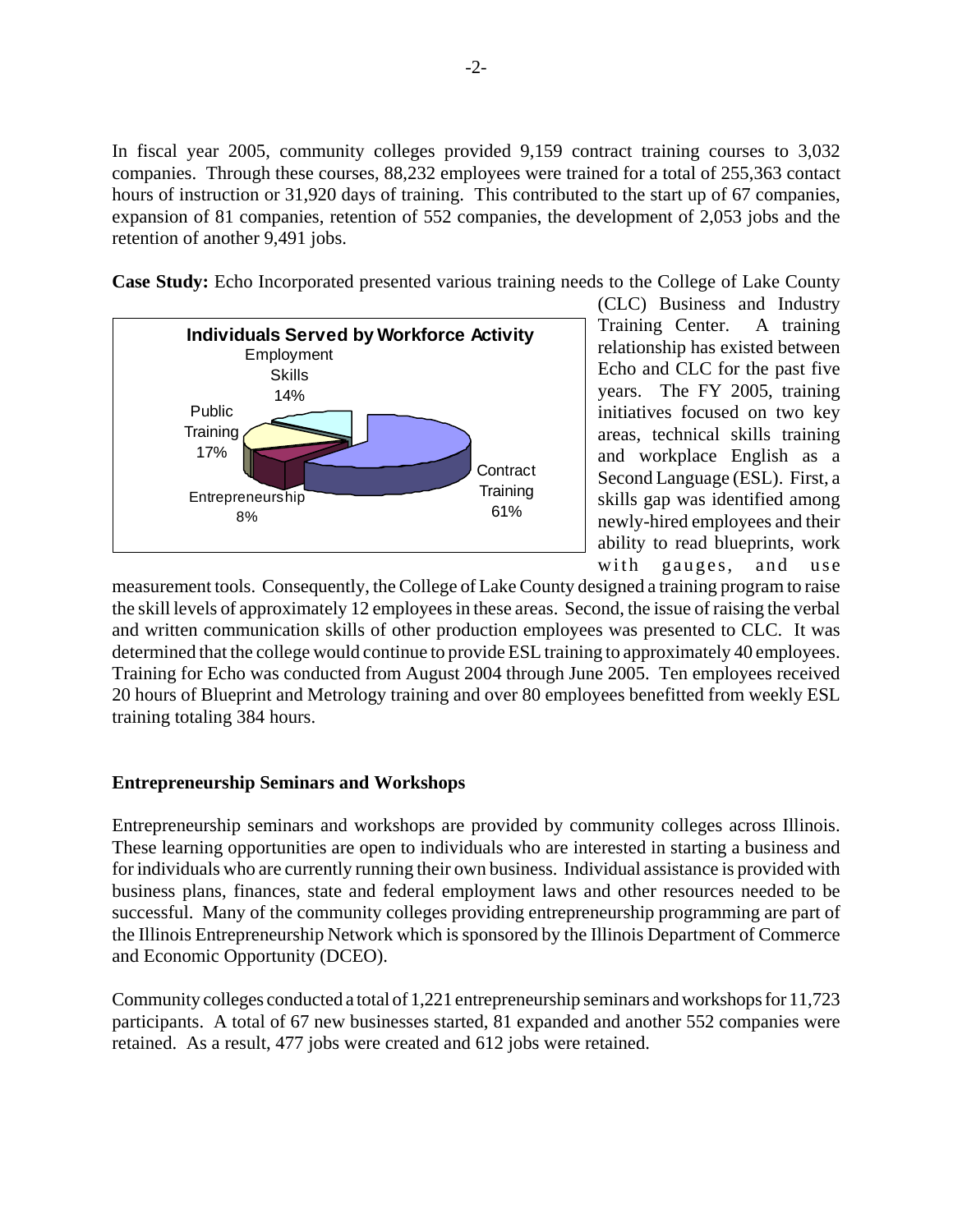In fiscal year 2005, community colleges provided 9,159 contract training courses to 3,032 companies. Through these courses, 88,232 employees were trained for a total of 255,363 contact hours of instruction or 31,920 days of training. This contributed to the start up of 67 companies, expansion of 81 companies, retention of 552 companies, the development of 2,053 jobs and the retention of another 9,491 jobs.

**Case Study:** Echo Incorporated presented various training needs to the College of Lake County (CLC) Business and Industry Training Center. A training relationship has existed between Echo and CLC for the past five years. The FY 2005, training initiatives focused on two key areas, technical skills training and workplace English as a Second Language (ESL). First, a skills gap was identified among newly-hired employees and their ability to read blueprints, work with gauges, and use measurement tools. Consequently, the College of Lake County designed a training program to raise the skill levels of approximately 12 employees in these areas. Second, the issue of raising the verbal and written communication skills of other production employees was presented to CLC. It was determined that the college would continue to provide ESL training to approximately 40 employees. Training for Echo was conducted from August 2004 through June 2005. Ten employees received 20 hours of Blueprint and Metrology training and over 80 employees benefitted from weekly ESL training totaling 384 hours.

**Individuals Served by Workforce Activity**

| Activity | Percent |
|---|---|
| Contract Training | 61% |
| Public Training | 17% |
| Employment Skills | 14% |
| Entrepreneurship | 8% |

## Entrepreneurship Seminars and Workshops

Entrepreneurship seminars and workshops are provided by community colleges across Illinois. These learning opportunities are open to individuals who are interested in starting a business and for individuals who are currently running their own business. Individual assistance is provided with business plans, finances, state and federal employment laws and other resources needed to be successful. Many of the community colleges providing entrepreneurship programming are part of the Illinois Entrepreneurship Network which is sponsored by the Illinois Department of Commerce and Economic Opportunity (DCEO).

Community colleges conducted a total of 1,221 entrepreneurship seminars and workshops for 11,723 participants. A total of 67 new businesses started, 81 expanded and another 552 companies were retained. As a result, 477 jobs were created and 612 jobs were retained.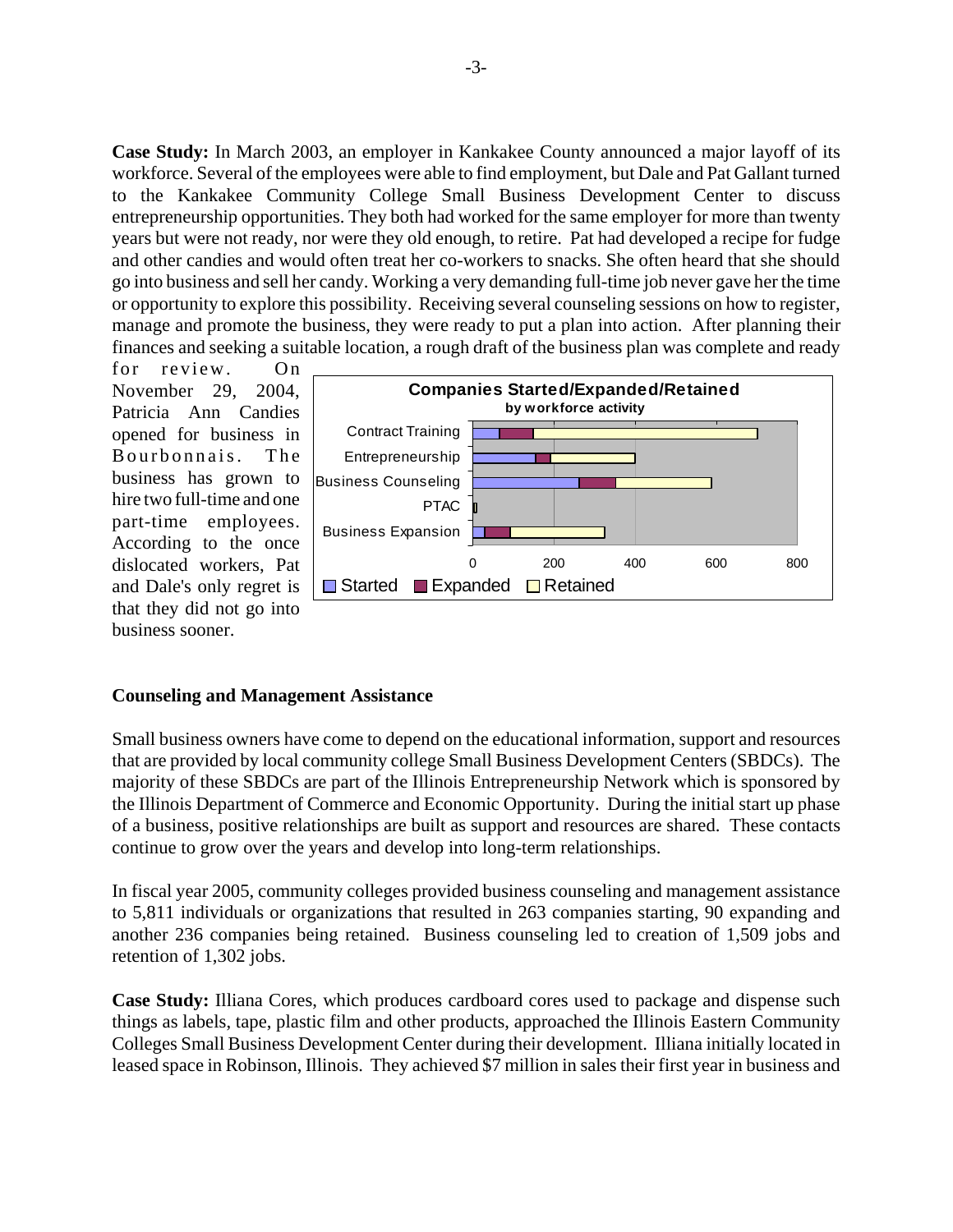**Case Study:** In March 2003, an employer in Kankakee County announced a major layoff of its workforce. Several of the employees were able to find employment, but Dale and Pat Gallant turned to the Kankakee Community College Small Business Development Center to discuss entrepreneurship opportunities. They both had worked for the same employer for more than twenty years but were not ready, nor were they old enough, to retire. Pat had developed a recipe for fudge and other candies and would often treat her co-workers to snacks. She often heard that she should go into business and sell her candy. Working a very demanding full-time job never gave her the time or opportunity to explore this possibility. Receiving several counseling sessions on how to register, manage and promote the business, they were ready to put a plan into action. After planning their finances and seeking a suitable location, a rough draft of the business plan was complete and ready for review. On November 29, 2004, Patricia Ann Candies opened for business in Bourbonnais. The business has grown to hire two full-time and one part-time employees. According to the once dislocated workers, Pat and Dale's only regret is that they did not go into business sooner.

**Companies Started/Expanded/Retained**
**by workforce activity**

(Chart categories: Contract Training, Entrepreneurship, Business Counseling, PTAC, Business Expansion; axis 0–800; legend: Started, Expanded, Retained)

## Counseling and Management Assistance

Small business owners have come to depend on the educational information, support and resources that are provided by local community college Small Business Development Centers (SBDCs). The majority of these SBDCs are part of the Illinois Entrepreneurship Network which is sponsored by the Illinois Department of Commerce and Economic Opportunity. During the initial start up phase of a business, positive relationships are built as support and resources are shared. These contacts continue to grow over the years and develop into long-term relationships.

In fiscal year 2005, community colleges provided business counseling and management assistance to 5,811 individuals or organizations that resulted in 263 companies starting, 90 expanding and another 236 companies being retained. Business counseling led to creation of 1,509 jobs and retention of 1,302 jobs.

**Case Study:** Illiana Cores, which produces cardboard cores used to package and dispense such things as labels, tape, plastic film and other products, approached the Illinois Eastern Community Colleges Small Business Development Center during their development. Illiana initially located in leased space in Robinson, Illinois. They achieved $7 million in sales their first year in business and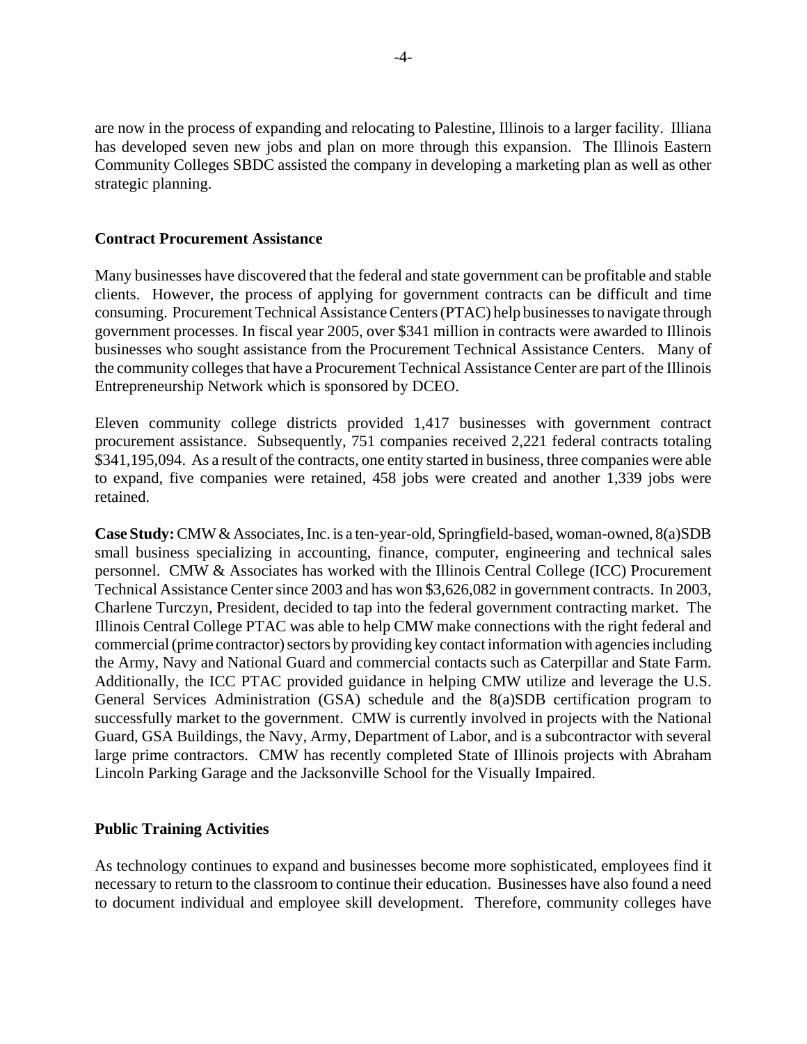are now in the process of expanding and relocating to Palestine, Illinois to a larger facility. Illiana has developed seven new jobs and plan on more through this expansion. The Illinois Eastern Community Colleges SBDC assisted the company in developing a marketing plan as well as other strategic planning.

**Contract Procurement Assistance**

Many businesses have discovered that the federal and state government can be profitable and stable clients. However, the process of applying for government contracts can be difficult and time consuming. Procurement Technical Assistance Centers (PTAC) help businesses to navigate through government processes. In fiscal year 2005, over $341 million in contracts were awarded to Illinois businesses who sought assistance from the Procurement Technical Assistance Centers. Many of the community colleges that have a Procurement Technical Assistance Center are part of the Illinois Entrepreneurship Network which is sponsored by DCEO.

Eleven community college districts provided 1,417 businesses with government contract procurement assistance. Subsequently, 751 companies received 2,221 federal contracts totaling $341,195,094. As a result of the contracts, one entity started in business, three companies were able to expand, five companies were retained, 458 jobs were created and another 1,339 jobs were retained.

**Case Study:** CMW & Associates, Inc. is a ten-year-old, Springfield-based, woman-owned, 8(a)SDB small business specializing in accounting, finance, computer, engineering and technical sales personnel. CMW & Associates has worked with the Illinois Central College (ICC) Procurement Technical Assistance Center since 2003 and has won $3,626,082 in government contracts. In 2003, Charlene Turczyn, President, decided to tap into the federal government contracting market. The Illinois Central College PTAC was able to help CMW make connections with the right federal and commercial (prime contractor) sectors by providing key contact information with agencies including the Army, Navy and National Guard and commercial contacts such as Caterpillar and State Farm. Additionally, the ICC PTAC provided guidance in helping CMW utilize and leverage the U.S. General Services Administration (GSA) schedule and the 8(a)SDB certification program to successfully market to the government. CMW is currently involved in projects with the National Guard, GSA Buildings, the Navy, Army, Department of Labor, and is a subcontractor with several large prime contractors. CMW has recently completed State of Illinois projects with Abraham Lincoln Parking Garage and the Jacksonville School for the Visually Impaired.

**Public Training Activities**

As technology continues to expand and businesses become more sophisticated, employees find it necessary to return to the classroom to continue their education. Businesses have also found a need to document individual and employee skill development. Therefore, community colleges have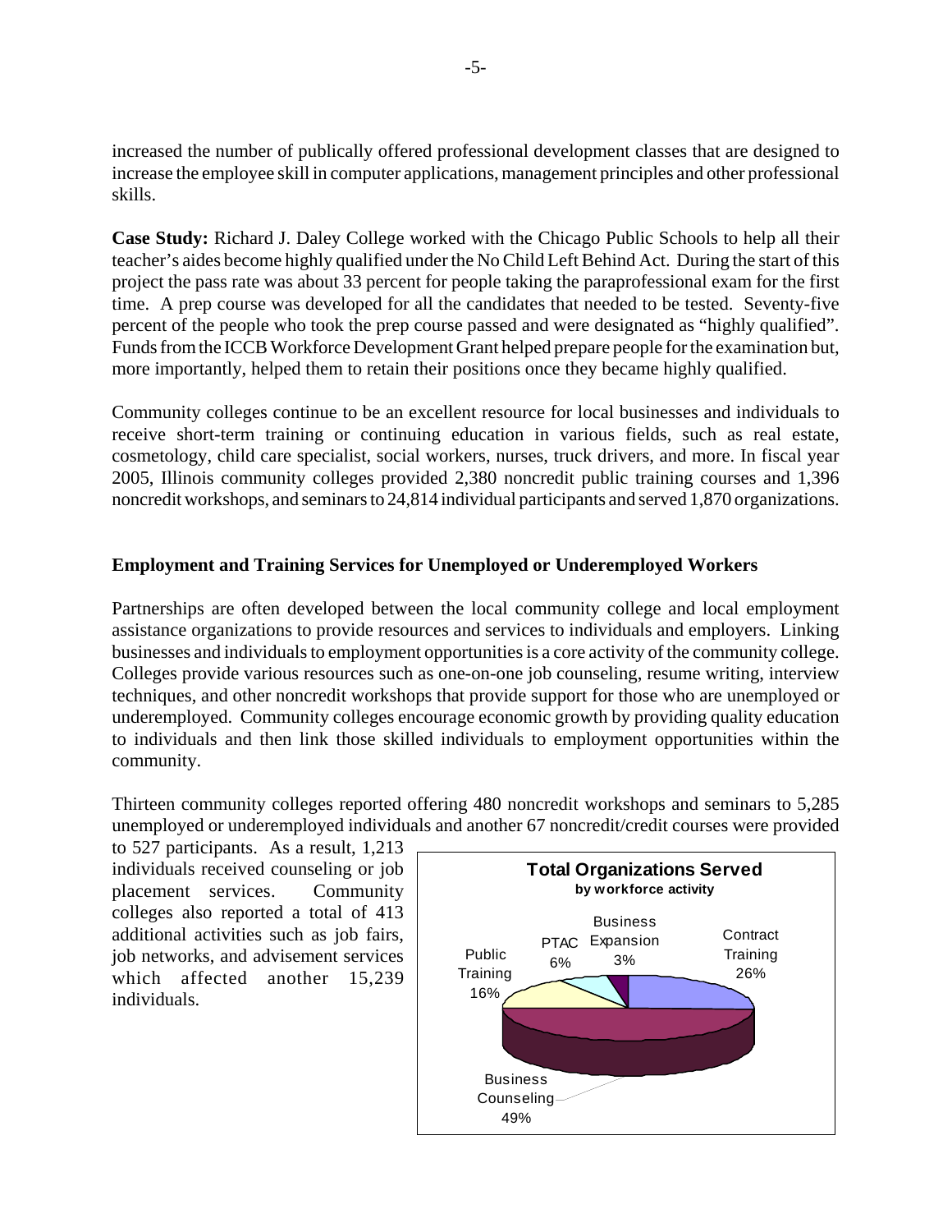increased the number of publically offered professional development classes that are designed to increase the employee skill in computer applications, management principles and other professional skills.

**Case Study:** Richard J. Daley College worked with the Chicago Public Schools to help all their teacher's aides become highly qualified under the No Child Left Behind Act. During the start of this project the pass rate was about 33 percent for people taking the paraprofessional exam for the first time. A prep course was developed for all the candidates that needed to be tested. Seventy-five percent of the people who took the prep course passed and were designated as "highly qualified". Funds from the ICCB Workforce Development Grant helped prepare people for the examination but, more importantly, helped them to retain their positions once they became highly qualified.

Community colleges continue to be an excellent resource for local businesses and individuals to receive short-term training or continuing education in various fields, such as real estate, cosmetology, child care specialist, social workers, nurses, truck drivers, and more. In fiscal year 2005, Illinois community colleges provided 2,380 noncredit public training courses and 1,396 noncredit workshops, and seminars to 24,814 individual participants and served 1,870 organizations.

**Employment and Training Services for Unemployed or Underemployed Workers**

Partnerships are often developed between the local community college and local employment assistance organizations to provide resources and services to individuals and employers. Linking businesses and individuals to employment opportunities is a core activity of the community college. Colleges provide various resources such as one-on-one job counseling, resume writing, interview techniques, and other noncredit workshops that provide support for those who are unemployed or underemployed. Community colleges encourage economic growth by providing quality education to individuals and then link those skilled individuals to employment opportunities within the community.

Thirteen community colleges reported offering 480 noncredit workshops and seminars to 5,285 unemployed or underemployed individuals and another 67 noncredit/credit courses were provided to 527 participants. As a result, 1,213 individuals received counseling or job placement services. Community colleges also reported a total of 413 additional activities such as job fairs, job networks, and advisement services which affected another 15,239 individuals.

**Total Organizations Served**
**by workforce activity**

| Workforce Activity | Percent |
|---|---|
| Contract Training | 26% |
| Business Counseling | 49% |
| Public Training | 16% |
| PTAC | 6% |
| Business Expansion | 3% |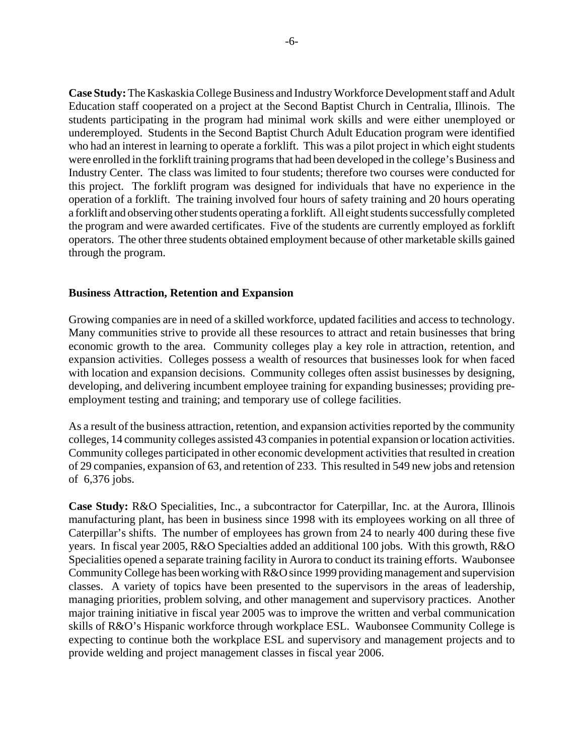**Case Study:** The Kaskaskia College Business and Industry Workforce Development staff and Adult Education staff cooperated on a project at the Second Baptist Church in Centralia, Illinois. The students participating in the program had minimal work skills and were either unemployed or underemployed. Students in the Second Baptist Church Adult Education program were identified who had an interest in learning to operate a forklift. This was a pilot project in which eight students were enrolled in the forklift training programs that had been developed in the college's Business and Industry Center. The class was limited to four students; therefore two courses were conducted for this project. The forklift program was designed for individuals that have no experience in the operation of a forklift. The training involved four hours of safety training and 20 hours operating a forklift and observing other students operating a forklift. All eight students successfully completed the program and were awarded certificates. Five of the students are currently employed as forklift operators. The other three students obtained employment because of other marketable skills gained through the program.

**Business Attraction, Retention and Expansion**

Growing companies are in need of a skilled workforce, updated facilities and access to technology. Many communities strive to provide all these resources to attract and retain businesses that bring economic growth to the area. Community colleges play a key role in attraction, retention, and expansion activities. Colleges possess a wealth of resources that businesses look for when faced with location and expansion decisions. Community colleges often assist businesses by designing, developing, and delivering incumbent employee training for expanding businesses; providing pre-employment testing and training; and temporary use of college facilities.

As a result of the business attraction, retention, and expansion activities reported by the community colleges, 14 community colleges assisted 43 companies in potential expansion or location activities. Community colleges participated in other economic development activities that resulted in creation of 29 companies, expansion of 63, and retention of 233. This resulted in 549 new jobs and retension of 6,376 jobs.

**Case Study:** R&O Specialities, Inc., a subcontractor for Caterpillar, Inc. at the Aurora, Illinois manufacturing plant, has been in business since 1998 with its employees working on all three of Caterpillar's shifts. The number of employees has grown from 24 to nearly 400 during these five years. In fiscal year 2005, R&O Specialties added an additional 100 jobs. With this growth, R&O Specialities opened a separate training facility in Aurora to conduct its training efforts. Waubonsee Community College has been working with R&O since 1999 providing management and supervision classes. A variety of topics have been presented to the supervisors in the areas of leadership, managing priorities, problem solving, and other management and supervisory practices. Another major training initiative in fiscal year 2005 was to improve the written and verbal communication skills of R&O's Hispanic workforce through workplace ESL. Waubonsee Community College is expecting to continue both the workplace ESL and supervisory and management projects and to provide welding and project management classes in fiscal year 2006.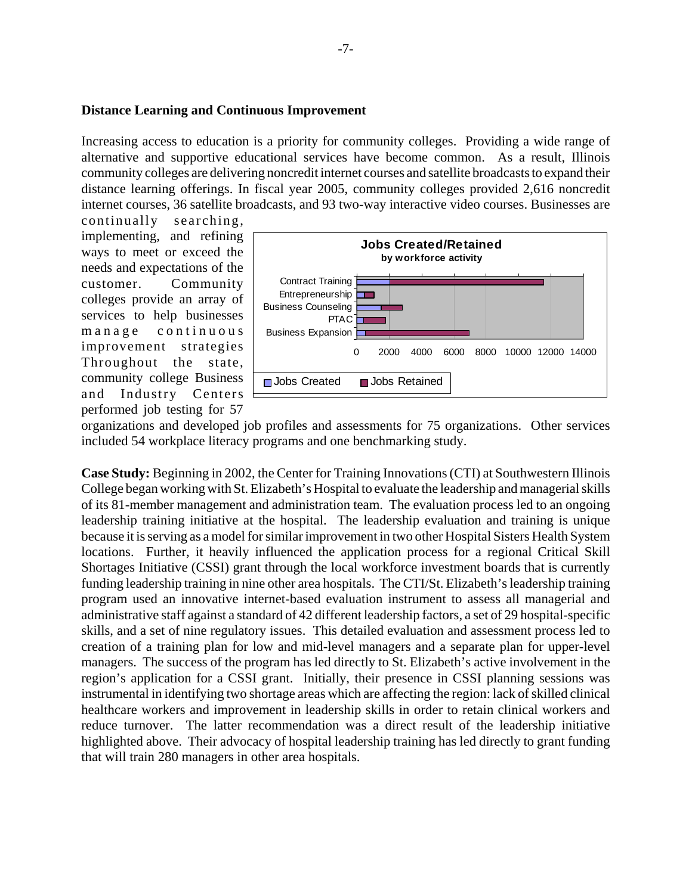### Distance Learning and Continuous Improvement

Increasing access to education is a priority for community colleges. Providing a wide range of alternative and supportive educational services have become common. As a result, Illinois community colleges are delivering noncredit internet courses and satellite broadcasts to expand their distance learning offerings. In fiscal year 2005, community colleges provided 2,616 noncredit internet courses, 36 satellite broadcasts, and 93 two-way interactive video courses. Businesses are continually searching, implementing, and refining ways to meet or exceed the needs and expectations of the customer. Community colleges provide an array of services to help businesses manage continuous improvement strategies Throughout the state, community college Business and Industry Centers performed job testing for 57 organizations and developed job profiles and assessments for 75 organizations. Other services included 54 workplace literacy programs and one benchmarking study.

**Case Study:** Beginning in 2002, the Center for Training Innovations (CTI) at Southwestern Illinois College began working with St. Elizabeth's Hospital to evaluate the leadership and managerial skills of its 81-member management and administration team. The evaluation process led to an ongoing leadership training initiative at the hospital. The leadership evaluation and training is unique because it is serving as a model for similar improvement in two other Hospital Sisters Health System locations. Further, it heavily influenced the application process for a regional Critical Skill Shortages Initiative (CSSI) grant through the local workforce investment boards that is currently funding leadership training in nine other area hospitals. The CTI/St. Elizabeth's leadership training program used an innovative internet-based evaluation instrument to assess all managerial and administrative staff against a standard of 42 different leadership factors, a set of 29 hospital-specific skills, and a set of nine regulatory issues. This detailed evaluation and assessment process led to creation of a training plan for low and mid-level managers and a separate plan for upper-level managers. The success of the program has led directly to St. Elizabeth's active involvement in the region's application for a CSSI grant. Initially, their presence in CSSI planning sessions was instrumental in identifying two shortage areas which are affecting the region: lack of skilled clinical healthcare workers and improvement in leadership skills in order to retain clinical workers and reduce turnover. The latter recommendation was a direct result of the leadership initiative highlighted above. Their advocacy of hospital leadership training has led directly to grant funding that will train 280 managers in other area hospitals.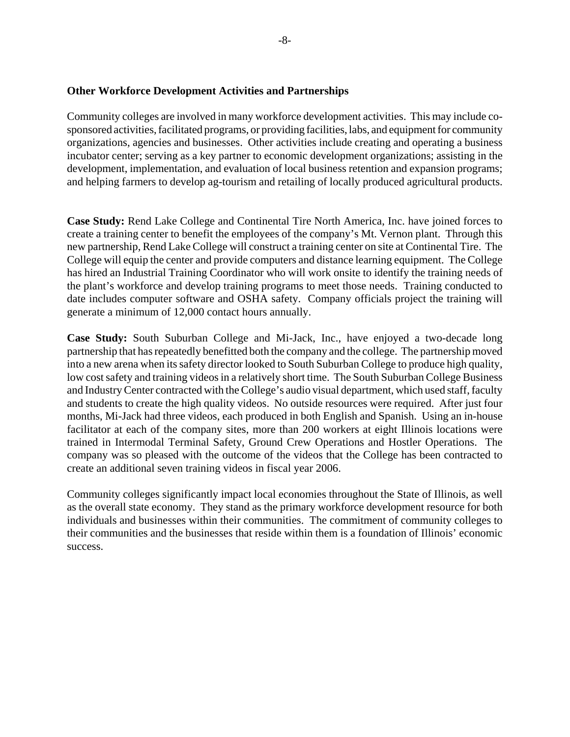**Other Workforce Development Activities and Partnerships**

Community colleges are involved in many workforce development activities. This may include co-sponsored activities, facilitated programs, or providing facilities, labs, and equipment for community organizations, agencies and businesses. Other activities include creating and operating a business incubator center; serving as a key partner to economic development organizations; assisting in the development, implementation, and evaluation of local business retention and expansion programs; and helping farmers to develop ag-tourism and retailing of locally produced agricultural products.

**Case Study:** Rend Lake College and Continental Tire North America, Inc. have joined forces to create a training center to benefit the employees of the company's Mt. Vernon plant. Through this new partnership, Rend Lake College will construct a training center on site at Continental Tire. The College will equip the center and provide computers and distance learning equipment. The College has hired an Industrial Training Coordinator who will work onsite to identify the training needs of the plant's workforce and develop training programs to meet those needs. Training conducted to date includes computer software and OSHA safety. Company officials project the training will generate a minimum of 12,000 contact hours annually.

**Case Study:** South Suburban College and Mi-Jack, Inc., have enjoyed a two-decade long partnership that has repeatedly benefitted both the company and the college. The partnership moved into a new arena when its safety director looked to South Suburban College to produce high quality, low cost safety and training videos in a relatively short time. The South Suburban College Business and Industry Center contracted with the College's audio visual department, which used staff, faculty and students to create the high quality videos. No outside resources were required. After just four months, Mi-Jack had three videos, each produced in both English and Spanish. Using an in-house facilitator at each of the company sites, more than 200 workers at eight Illinois locations were trained in Intermodal Terminal Safety, Ground Crew Operations and Hostler Operations. The company was so pleased with the outcome of the videos that the College has been contracted to create an additional seven training videos in fiscal year 2006.

Community colleges significantly impact local economies throughout the State of Illinois, as well as the overall state economy. They stand as the primary workforce development resource for both individuals and businesses within their communities. The commitment of community colleges to their communities and the businesses that reside within them is a foundation of Illinois' economic success.